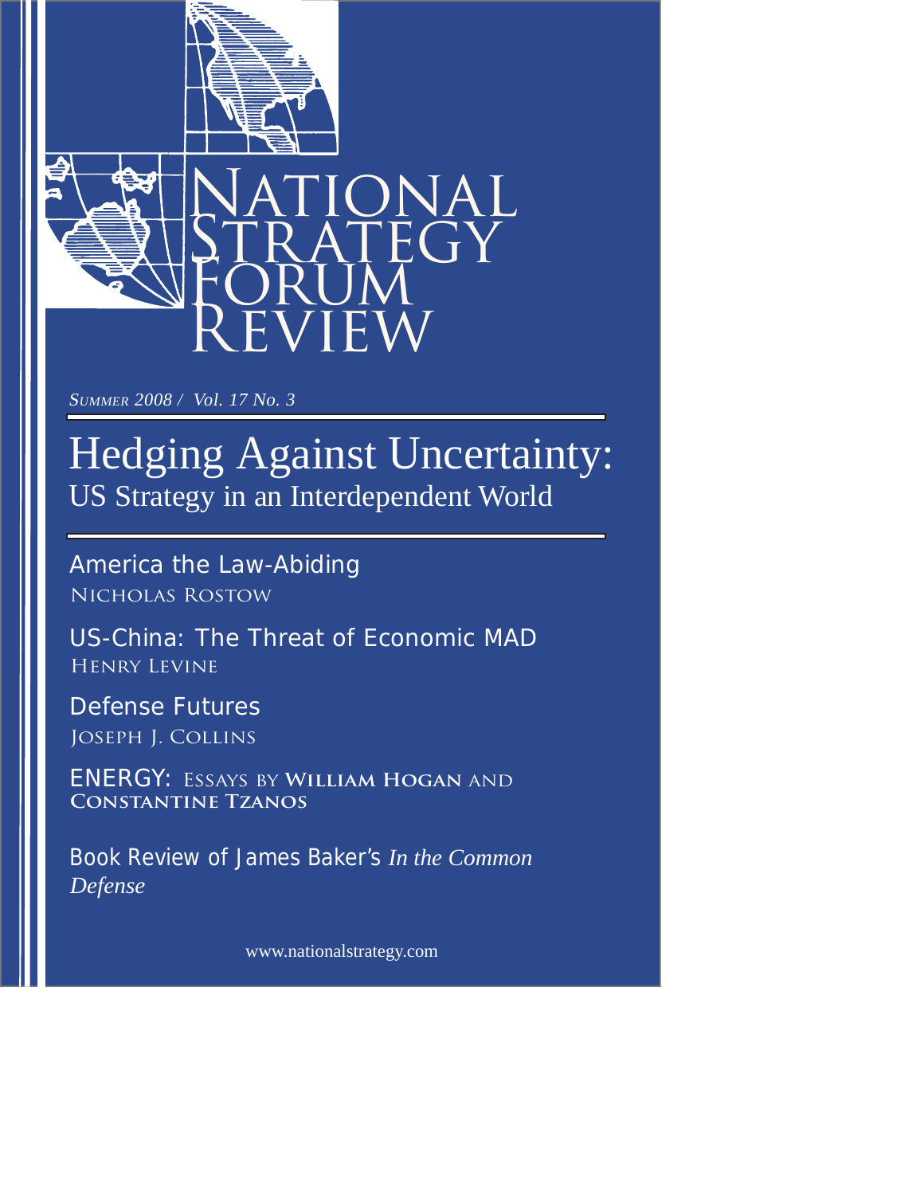# National Strategy Forum Review

*Summer 2008 / Vol. 17 No. 3*

## Hedging Against Uncertainty:
### US Strategy in an Interdependent World

America the Law-Abiding
Nicholas Rostow

US-China: The Threat of Economic MAD
Henry Levine

Defense Futures
Joseph J. Collins

ENERGY: Essays by **William Hogan** and **Constantine Tzanos**

Book Review of James Baker's *In the Common Defense*

www.nationalstrategy.com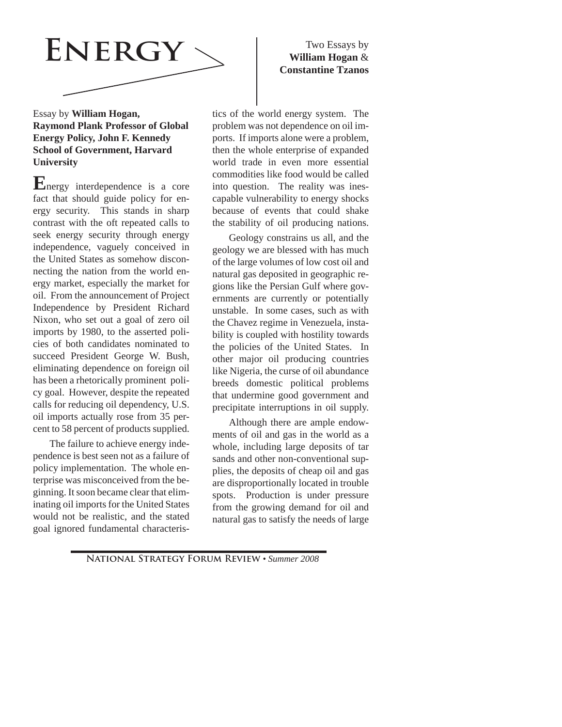# Energy

Two Essays by **William Hogan** & **Constantine Tzanos**

Essay by **William Hogan, Raymond Plank Professor of Global Energy Policy, John F. Kennedy School of Government, Harvard University**

**E**nergy interdependence is a core fact that should guide policy for energy security. This stands in sharp contrast with the oft repeated calls to seek energy security through energy independence, vaguely conceived in the United States as somehow disconnecting the nation from the world energy market, especially the market for oil. From the announcement of Project Independence by President Richard Nixon, who set out a goal of zero oil imports by 1980, to the asserted policies of both candidates nominated to succeed President George W. Bush, eliminating dependence on foreign oil has been a rhetorically prominent policy goal. However, despite the repeated calls for reducing oil dependency, U.S. oil imports actually rose from 35 percent to 58 percent of products supplied.

The failure to achieve energy independence is best seen not as a failure of policy implementation. The whole enterprise was misconceived from the beginning. It soon became clear that eliminating oil imports for the United States would not be realistic, and the stated goal ignored fundamental characteristics of the world energy system. The problem was not dependence on oil imports. If imports alone were a problem, then the whole enterprise of expanded world trade in even more essential commodities like food would be called into question. The reality was inescapable vulnerability to energy shocks because of events that could shake the stability of oil producing nations.

Geology constrains us all, and the geology we are blessed with has much of the large volumes of low cost oil and natural gas deposited in geographic regions like the Persian Gulf where governments are currently or potentially unstable. In some cases, such as with the Chavez regime in Venezuela, instability is coupled with hostility towards the policies of the United States. In other major oil producing countries like Nigeria, the curse of oil abundance breeds domestic political problems that undermine good government and precipitate interruptions in oil supply.

Although there are ample endowments of oil and gas in the world as a whole, including large deposits of tar sands and other non-conventional supplies, the deposits of cheap oil and gas are disproportionally located in trouble spots. Production is under pressure from the growing demand for oil and natural gas to satisfy the needs of large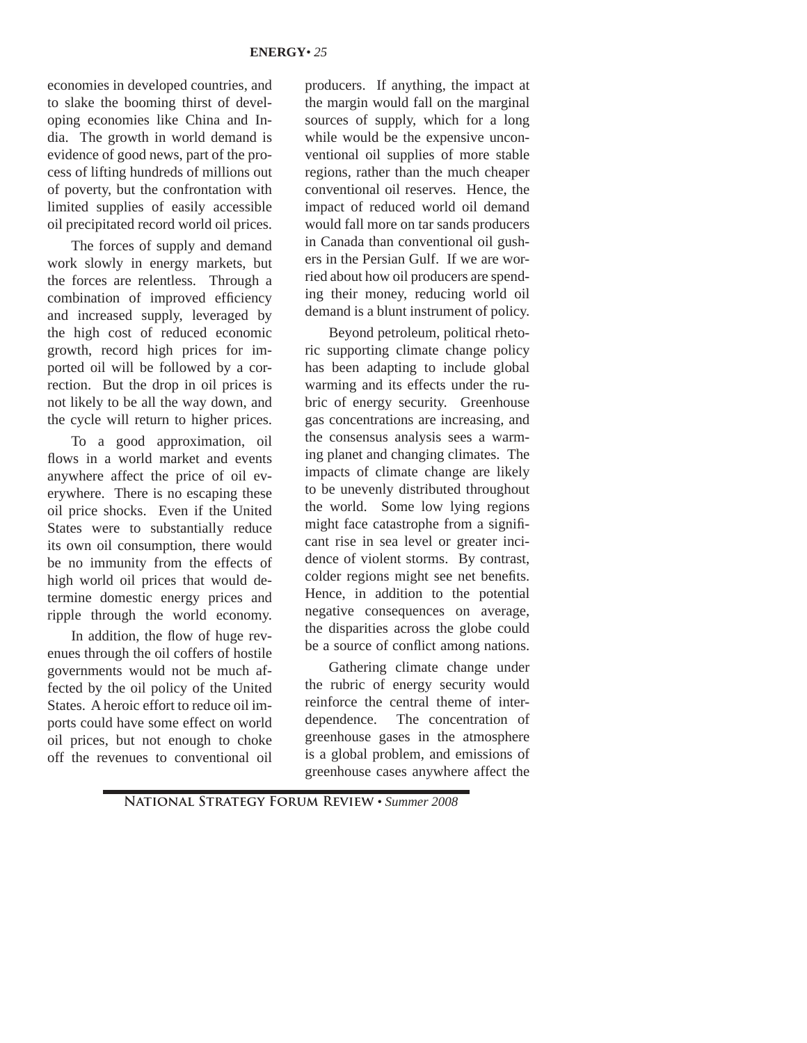economies in developed countries, and to slake the booming thirst of developing economies like China and India. The growth in world demand is evidence of good news, part of the process of lifting hundreds of millions out of poverty, but the confrontation with limited supplies of easily accessible oil precipitated record world oil prices.

The forces of supply and demand work slowly in energy markets, but the forces are relentless. Through a combination of improved efficiency and increased supply, leveraged by the high cost of reduced economic growth, record high prices for imported oil will be followed by a correction. But the drop in oil prices is not likely to be all the way down, and the cycle will return to higher prices.

To a good approximation, oil flows in a world market and events anywhere affect the price of oil everywhere. There is no escaping these oil price shocks. Even if the United States were to substantially reduce its own oil consumption, there would be no immunity from the effects of high world oil prices that would determine domestic energy prices and ripple through the world economy.

In addition, the flow of huge revenues through the oil coffers of hostile governments would not be much affected by the oil policy of the United States. A heroic effort to reduce oil imports could have some effect on world oil prices, but not enough to choke off the revenues to conventional oil producers. If anything, the impact at the margin would fall on the marginal sources of supply, which for a long while would be the expensive unconventional oil supplies of more stable regions, rather than the much cheaper conventional oil reserves. Hence, the impact of reduced world oil demand would fall more on tar sands producers in Canada than conventional oil gushers in the Persian Gulf. If we are worried about how oil producers are spending their money, reducing world oil demand is a blunt instrument of policy.

Beyond petroleum, political rhetoric supporting climate change policy has been adapting to include global warming and its effects under the rubric of energy security. Greenhouse gas concentrations are increasing, and the consensus analysis sees a warming planet and changing climates. The impacts of climate change are likely to be unevenly distributed throughout the world. Some low lying regions might face catastrophe from a significant rise in sea level or greater incidence of violent storms. By contrast, colder regions might see net benefits. Hence, in addition to the potential negative consequences on average, the disparities across the globe could be a source of conflict among nations.

Gathering climate change under the rubric of energy security would reinforce the central theme of interdependence. The concentration of greenhouse gases in the atmosphere is a global problem, and emissions of greenhouse cases anywhere affect the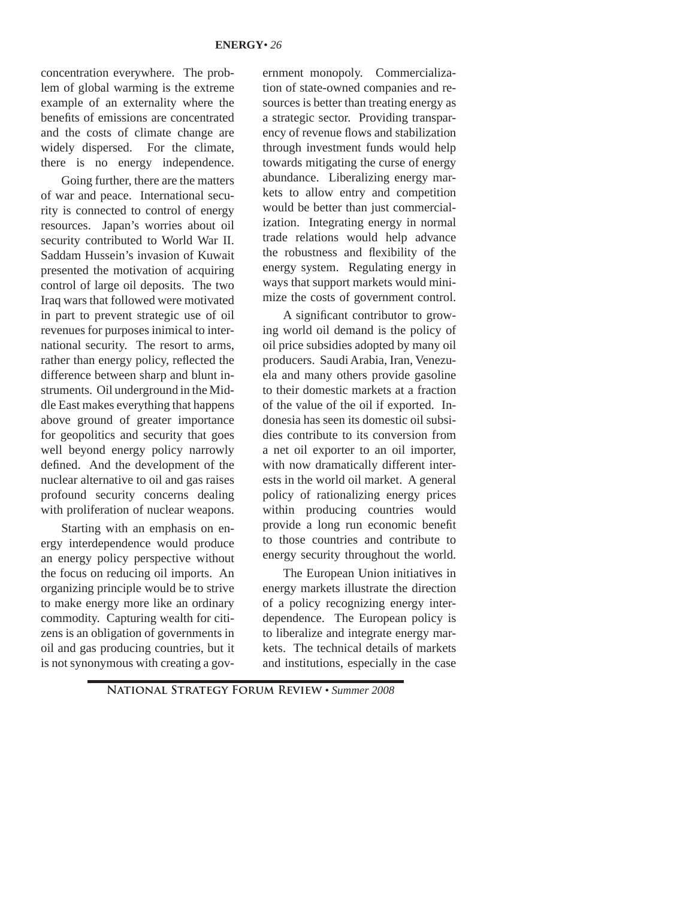concentration everywhere. The problem of global warming is the extreme example of an externality where the benefits of emissions are concentrated and the costs of climate change are widely dispersed. For the climate, there is no energy independence.

Going further, there are the matters of war and peace. International security is connected to control of energy resources. Japan's worries about oil security contributed to World War II. Saddam Hussein's invasion of Kuwait presented the motivation of acquiring control of large oil deposits. The two Iraq wars that followed were motivated in part to prevent strategic use of oil revenues for purposes inimical to international security. The resort to arms, rather than energy policy, reflected the difference between sharp and blunt instruments. Oil underground in the Middle East makes everything that happens above ground of greater importance for geopolitics and security that goes well beyond energy policy narrowly defined. And the development of the nuclear alternative to oil and gas raises profound security concerns dealing with proliferation of nuclear weapons.

Starting with an emphasis on energy interdependence would produce an energy policy perspective without the focus on reducing oil imports. An organizing principle would be to strive to make energy more like an ordinary commodity. Capturing wealth for citizens is an obligation of governments in oil and gas producing countries, but it is not synonymous with creating a government monopoly. Commercialization of state-owned companies and resources is better than treating energy as a strategic sector. Providing transparency of revenue flows and stabilization through investment funds would help towards mitigating the curse of energy abundance. Liberalizing energy markets to allow entry and competition would be better than just commercialization. Integrating energy in normal trade relations would help advance the robustness and flexibility of the energy system. Regulating energy in ways that support markets would minimize the costs of government control.

A significant contributor to growing world oil demand is the policy of oil price subsidies adopted by many oil producers. Saudi Arabia, Iran, Venezuela and many others provide gasoline to their domestic markets at a fraction of the value of the oil if exported. Indonesia has seen its domestic oil subsidies contribute to its conversion from a net oil exporter to an oil importer, with now dramatically different interests in the world oil market. A general policy of rationalizing energy prices within producing countries would provide a long run economic benefit to those countries and contribute to energy security throughout the world.

The European Union initiatives in energy markets illustrate the direction of a policy recognizing energy interdependence. The European policy is to liberalize and integrate energy markets. The technical details of markets and institutions, especially in the case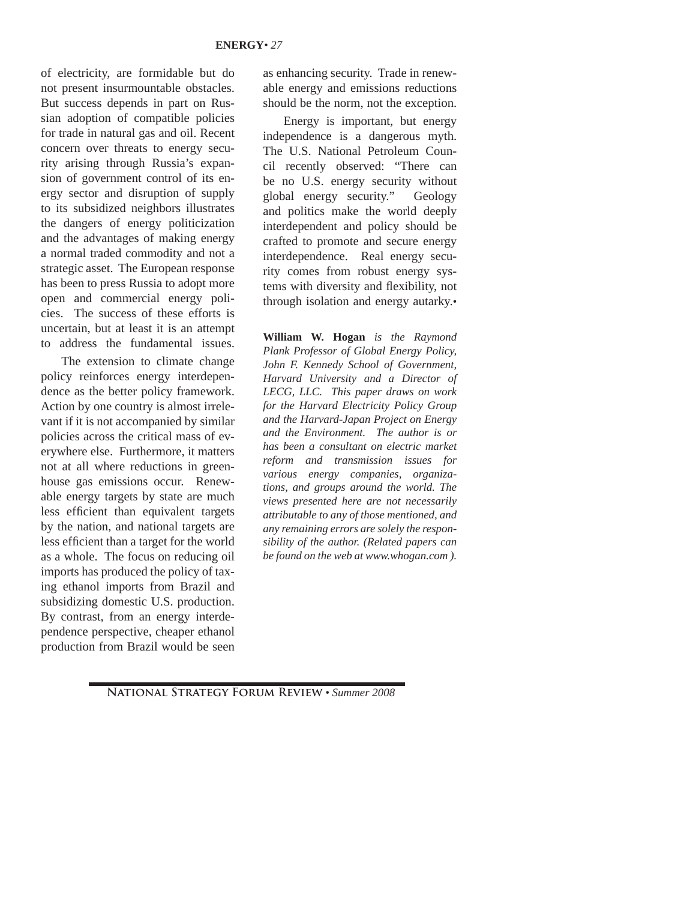of electricity, are formidable but do not present insurmountable obstacles. But success depends in part on Russian adoption of compatible policies for trade in natural gas and oil. Recent concern over threats to energy security arising through Russia's expansion of government control of its energy sector and disruption of supply to its subsidized neighbors illustrates the dangers of energy politicization and the advantages of making energy a normal traded commodity and not a strategic asset. The European response has been to press Russia to adopt more open and commercial energy policies. The success of these efforts is uncertain, but at least it is an attempt to address the fundamental issues.

The extension to climate change policy reinforces energy interdependence as the better policy framework. Action by one country is almost irrelevant if it is not accompanied by similar policies across the critical mass of everywhere else. Furthermore, it matters not at all where reductions in greenhouse gas emissions occur. Renewable energy targets by state are much less efficient than equivalent targets by the nation, and national targets are less efficient than a target for the world as a whole. The focus on reducing oil imports has produced the policy of taxing ethanol imports from Brazil and subsidizing domestic U.S. production. By contrast, from an energy interdependence perspective, cheaper ethanol production from Brazil would be seen as enhancing security. Trade in renewable energy and emissions reductions should be the norm, not the exception.

Energy is important, but energy independence is a dangerous myth. The U.S. National Petroleum Council recently observed: "There can be no U.S. energy security without global energy security." Geology and politics make the world deeply interdependent and policy should be crafted to promote and secure energy interdependence. Real energy security comes from robust energy systems with diversity and flexibility, not through isolation and energy autarky.•

**William W. Hogan** *is the Raymond Plank Professor of Global Energy Policy, John F. Kennedy School of Government, Harvard University and a Director of LECG, LLC. This paper draws on work for the Harvard Electricity Policy Group and the Harvard-Japan Project on Energy and the Environment. The author is or has been a consultant on electric market reform and transmission issues for various energy companies, organizations, and groups around the world. The views presented here are not necessarily attributable to any of those mentioned, and any remaining errors are solely the responsibility of the author. (Related papers can be found on the web at www.whogan.com ).*